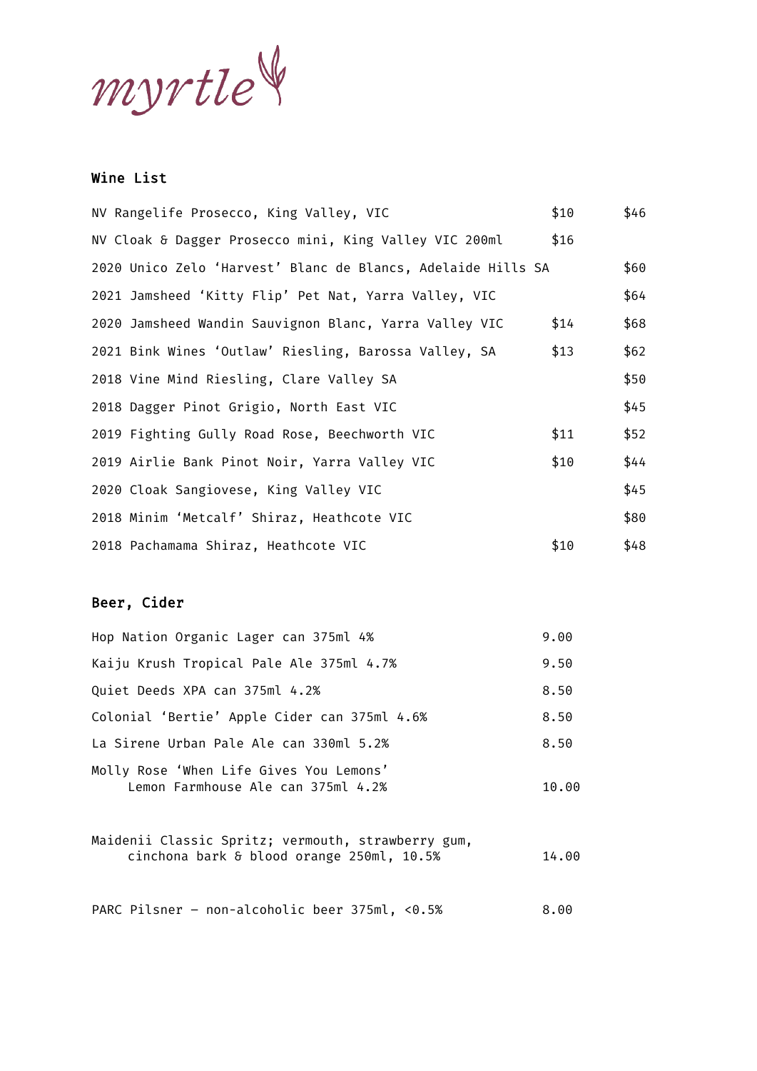# myrtle

## Wine List

| | | |
|---|---|---|
| NV Rangelife Prosecco, King Valley, VIC | $10 | $46 |
| NV Cloak & Dagger Prosecco mini, King Valley VIC 200ml | $16 | |
| 2020 Unico Zelo 'Harvest' Blanc de Blancs, Adelaide Hills SA | | $60 |
| 2021 Jamsheed 'Kitty Flip' Pet Nat, Yarra Valley, VIC | | $64 |
| 2020 Jamsheed Wandin Sauvignon Blanc, Yarra Valley VIC | $14 | $68 |
| 2021 Bink Wines 'Outlaw' Riesling, Barossa Valley, SA | $13 | $62 |
| 2018 Vine Mind Riesling, Clare Valley SA | | $50 |
| 2018 Dagger Pinot Grigio, North East VIC | | $45 |
| 2019 Fighting Gully Road Rose, Beechworth VIC | $11 | $52 |
| 2019 Airlie Bank Pinot Noir, Yarra Valley VIC | $10 | $44 |
| 2020 Cloak Sangiovese, King Valley VIC | | $45 |
| 2018 Minim 'Metcalf' Shiraz, Heathcote VIC | | $80 |
| 2018 Pachamama Shiraz, Heathcote VIC | $10 | $48 |

## Beer, Cider

| | |
|---|---|
| Hop Nation Organic Lager can 375ml 4% | 9.00 |
| Kaiju Krush Tropical Pale Ale 375ml 4.7% | 9.50 |
| Quiet Deeds XPA can 375ml 4.2% | 8.50 |
| Colonial 'Bertie' Apple Cider can 375ml 4.6% | 8.50 |
| La Sirene Urban Pale Ale can 330ml 5.2% | 8.50 |
| Molly Rose 'When Life Gives You Lemons' Lemon Farmhouse Ale can 375ml 4.2% | 10.00 |
| Maidenii Classic Spritz; vermouth, strawberry gum, cinchona bark & blood orange 250ml, 10.5% | 14.00 |
| PARC Pilsner – non-alcoholic beer 375ml, <0.5% | 8.00 |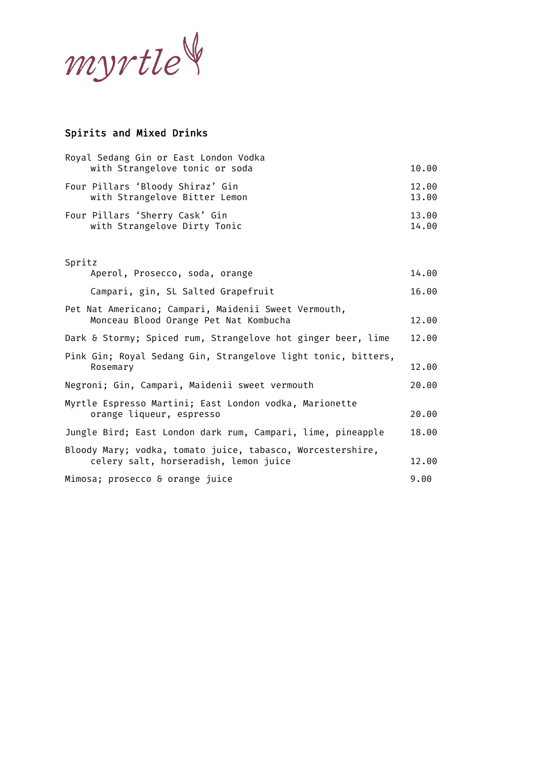myrtle

## Spirits and Mixed Drinks

| | |
|---|---|
| Royal Sedang Gin or East London Vodka<br>with Strangelove tonic or soda | 10.00 |
| Four Pillars 'Bloody Shiraz' Gin<br>with Strangelove Bitter Lemon | 12.00<br>13.00 |
| Four Pillars 'Sherry Cask' Gin<br>with Strangelove Dirty Tonic | 13.00<br>14.00 |
| Spritz<br>Aperol, Prosecco, soda, orange | 14.00 |
| Campari, gin, SL Salted Grapefruit | 16.00 |
| Pet Nat Americano; Campari, Maidenii Sweet Vermouth,<br>Monceau Blood Orange Pet Nat Kombucha | 12.00 |
| Dark & Stormy; Spiced rum, Strangelove hot ginger beer, lime | 12.00 |
| Pink Gin; Royal Sedang Gin, Strangelove light tonic, bitters,<br>Rosemary | 12.00 |
| Negroni; Gin, Campari, Maidenii sweet vermouth | 20.00 |
| Myrtle Espresso Martini; East London vodka, Marionette<br>orange liqueur, espresso | 20.00 |
| Jungle Bird; East London dark rum, Campari, lime, pineapple | 18.00 |
| Bloody Mary; vodka, tomato juice, tabasco, Worcestershire,<br>celery salt, horseradish, lemon juice | 12.00 |
| Mimosa; prosecco & orange juice | 9.00 |